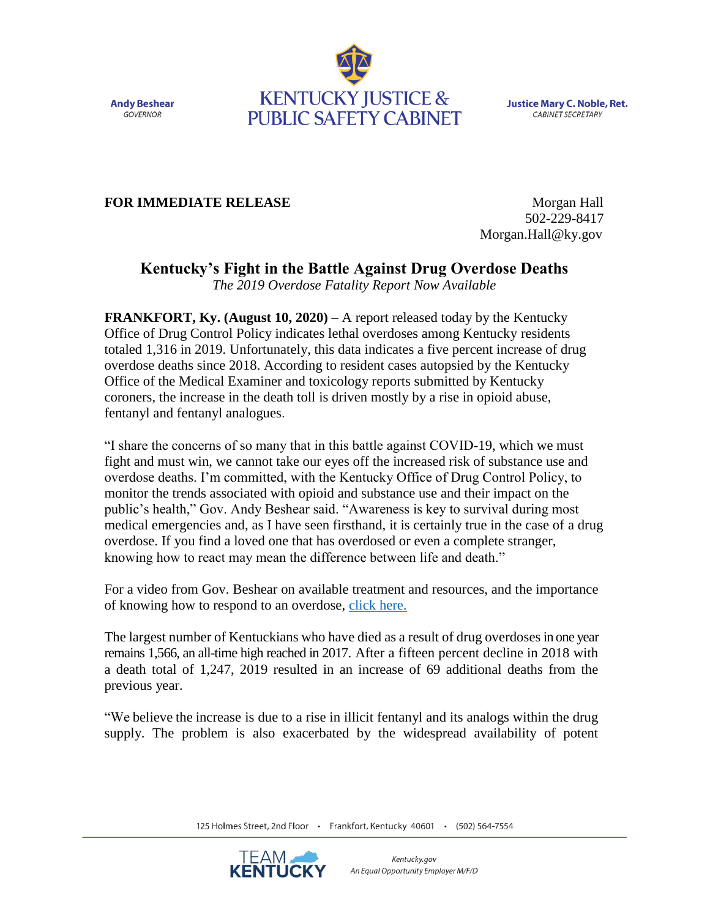**Andy Beshear**
GOVERNOR

**KENTUCKY JUSTICE & PUBLIC SAFETY CABINET**

**Justice Mary C. Noble, Ret.**
CABINET SECRETARY

**FOR IMMEDIATE RELEASE**

Morgan Hall
502-229-8417
Morgan.Hall@ky.gov

# Kentucky's Fight in the Battle Against Drug Overdose Deaths

*The 2019 Overdose Fatality Report Now Available*

**FRANKFORT, Ky. (August 10, 2020)** – A report released today by the Kentucky Office of Drug Control Policy indicates lethal overdoses among Kentucky residents totaled 1,316 in 2019. Unfortunately, this data indicates a five percent increase of drug overdose deaths since 2018. According to resident cases autopsied by the Kentucky Office of the Medical Examiner and toxicology reports submitted by Kentucky coroners, the increase in the death toll is driven mostly by a rise in opioid abuse, fentanyl and fentanyl analogues.

"I share the concerns of so many that in this battle against COVID-19, which we must fight and must win, we cannot take our eyes off the increased risk of substance use and overdose deaths. I'm committed, with the Kentucky Office of Drug Control Policy, to monitor the trends associated with opioid and substance use and their impact on the public's health," Gov. Andy Beshear said. "Awareness is key to survival during most medical emergencies and, as I have seen firsthand, it is certainly true in the case of a drug overdose. If you find a loved one that has overdosed or even a complete stranger, knowing how to react may mean the difference between life and death."

For a video from Gov. Beshear on available treatment and resources, and the importance of knowing how to respond to an overdose, click here.

The largest number of Kentuckians who have died as a result of drug overdoses in one year remains 1,566, an all-time high reached in 2017. After a fifteen percent decline in 2018 with a death total of 1,247, 2019 resulted in an increase of 69 additional deaths from the previous year.

"We believe the increase is due to a rise in illicit fentanyl and its analogs within the drug supply. The problem is also exacerbated by the widespread availability of potent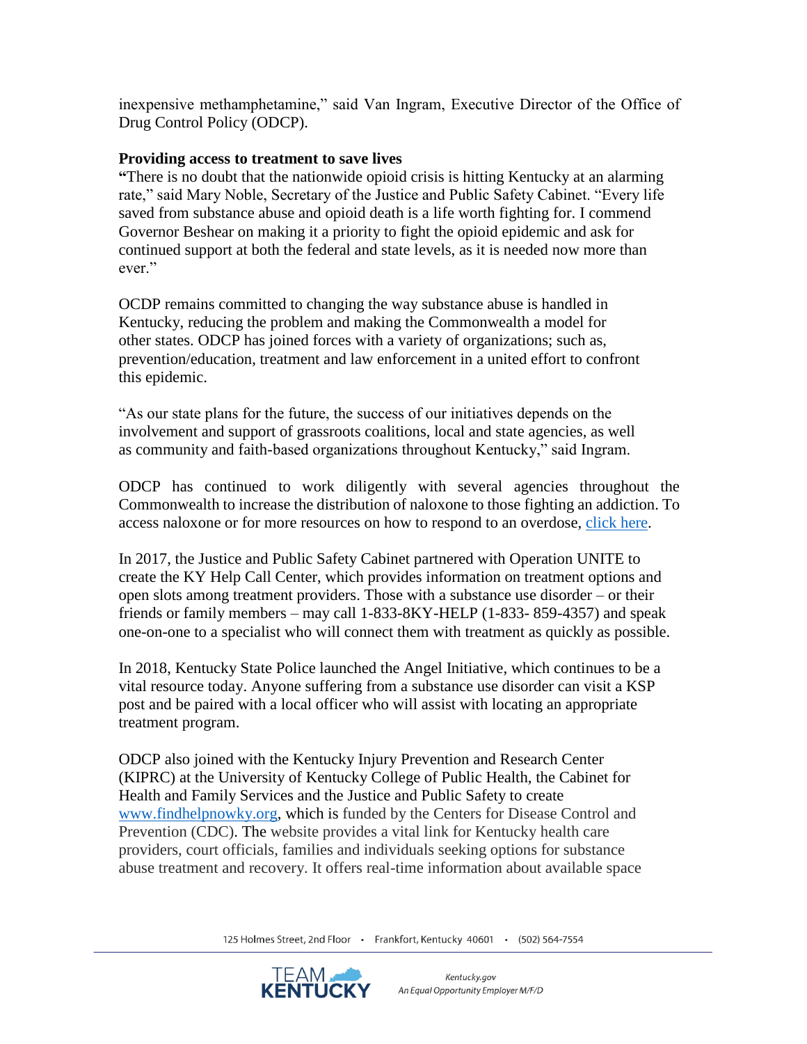inexpensive methamphetamine," said Van Ingram, Executive Director of the Office of Drug Control Policy (ODCP).

**Providing access to treatment to save lives**

"There is no doubt that the nationwide opioid crisis is hitting Kentucky at an alarming rate," said Mary Noble, Secretary of the Justice and Public Safety Cabinet. "Every life saved from substance abuse and opioid death is a life worth fighting for. I commend Governor Beshear on making it a priority to fight the opioid epidemic and ask for continued support at both the federal and state levels, as it is needed now more than ever."

OCDP remains committed to changing the way substance abuse is handled in Kentucky, reducing the problem and making the Commonwealth a model for other states. ODCP has joined forces with a variety of organizations; such as, prevention/education, treatment and law enforcement in a united effort to confront this epidemic.

"As our state plans for the future, the success of our initiatives depends on the involvement and support of grassroots coalitions, local and state agencies, as well as community and faith-based organizations throughout Kentucky," said Ingram.

ODCP has continued to work diligently with several agencies throughout the Commonwealth to increase the distribution of naloxone to those fighting an addiction. To access naloxone or for more resources on how to respond to an overdose, click here.

In 2017, the Justice and Public Safety Cabinet partnered with Operation UNITE to create the KY Help Call Center, which provides information on treatment options and open slots among treatment providers. Those with a substance use disorder – or their friends or family members – may call 1-833-8KY-HELP (1-833- 859-4357) and speak one-on-one to a specialist who will connect them with treatment as quickly as possible.

In 2018, Kentucky State Police launched the Angel Initiative, which continues to be a vital resource today. Anyone suffering from a substance use disorder can visit a KSP post and be paired with a local officer who will assist with locating an appropriate treatment program.

ODCP also joined with the Kentucky Injury Prevention and Research Center (KIPRC) at the University of Kentucky College of Public Health, the Cabinet for Health and Family Services and the Justice and Public Safety to create www.findhelpnowky.org, which is funded by the Centers for Disease Control and Prevention (CDC). The website provides a vital link for Kentucky health care providers, court officials, families and individuals seeking options for substance abuse treatment and recovery. It offers real-time information about available space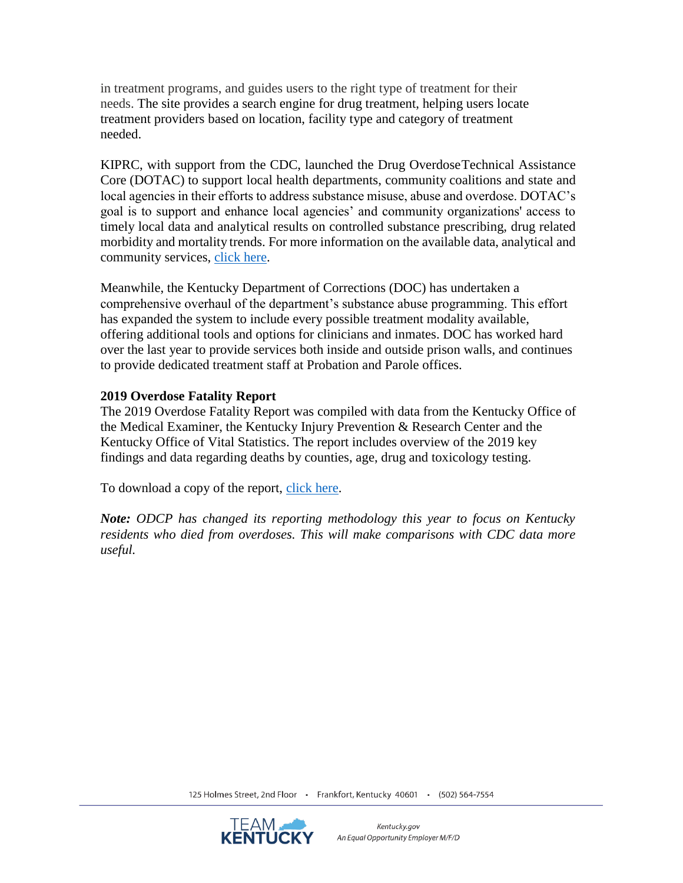in treatment programs, and guides users to the right type of treatment for their needs. The site provides a search engine for drug treatment, helping users locate treatment providers based on location, facility type and category of treatment needed.

KIPRC, with support from the CDC, launched the Drug OverdoseTechnical Assistance Core (DOTAC) to support local health departments, community coalitions and state and local agencies in their efforts to address substance misuse, abuse and overdose. DOTAC's goal is to support and enhance local agencies' and community organizations' access to timely local data and analytical results on controlled substance prescribing, drug related morbidity and mortality trends. For more information on the available data, analytical and community services, click here.

Meanwhile, the Kentucky Department of Corrections (DOC) has undertaken a comprehensive overhaul of the department's substance abuse programming. This effort has expanded the system to include every possible treatment modality available, offering additional tools and options for clinicians and inmates. DOC has worked hard over the last year to provide services both inside and outside prison walls, and continues to provide dedicated treatment staff at Probation and Parole offices.

**2019 Overdose Fatality Report**

The 2019 Overdose Fatality Report was compiled with data from the Kentucky Office of the Medical Examiner, the Kentucky Injury Prevention & Research Center and the Kentucky Office of Vital Statistics. The report includes overview of the 2019 key findings and data regarding deaths by counties, age, drug and toxicology testing.

To download a copy of the report, click here.

***Note:*** *ODCP has changed its reporting methodology this year to focus on Kentucky residents who died from overdoses. This will make comparisons with CDC data more useful.*